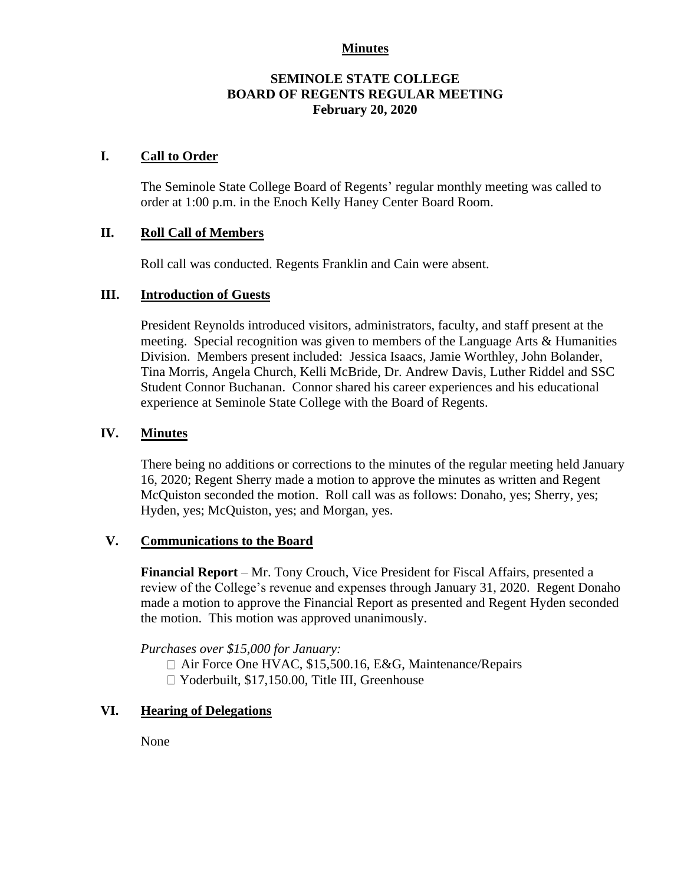**Minutes**

**SEMINOLE STATE COLLEGE**
**BOARD OF REGENTS REGULAR MEETING**
**February 20, 2020**

## I. Call to Order

The Seminole State College Board of Regents' regular monthly meeting was called to order at 1:00 p.m. in the Enoch Kelly Haney Center Board Room.

## II. Roll Call of Members

Roll call was conducted. Regents Franklin and Cain were absent.

## III. Introduction of Guests

President Reynolds introduced visitors, administrators, faculty, and staff present at the meeting. Special recognition was given to members of the Language Arts & Humanities Division. Members present included: Jessica Isaacs, Jamie Worthley, John Bolander, Tina Morris, Angela Church, Kelli McBride, Dr. Andrew Davis, Luther Riddel and SSC Student Connor Buchanan. Connor shared his career experiences and his educational experience at Seminole State College with the Board of Regents.

## IV. Minutes

There being no additions or corrections to the minutes of the regular meeting held January 16, 2020; Regent Sherry made a motion to approve the minutes as written and Regent McQuiston seconded the motion. Roll call was as follows: Donaho, yes; Sherry, yes; Hyden, yes; McQuiston, yes; and Morgan, yes.

## V. Communications to the Board

**Financial Report** – Mr. Tony Crouch, Vice President for Fiscal Affairs, presented a review of the College's revenue and expenses through January 31, 2020. Regent Donaho made a motion to approve the Financial Report as presented and Regent Hyden seconded the motion. This motion was approved unanimously.

*Purchases over $15,000 for January:*

- Air Force One HVAC, $15,500.16, E&G, Maintenance/Repairs
- Yoderbuilt, $17,150.00, Title III, Greenhouse

## VI. Hearing of Delegations

None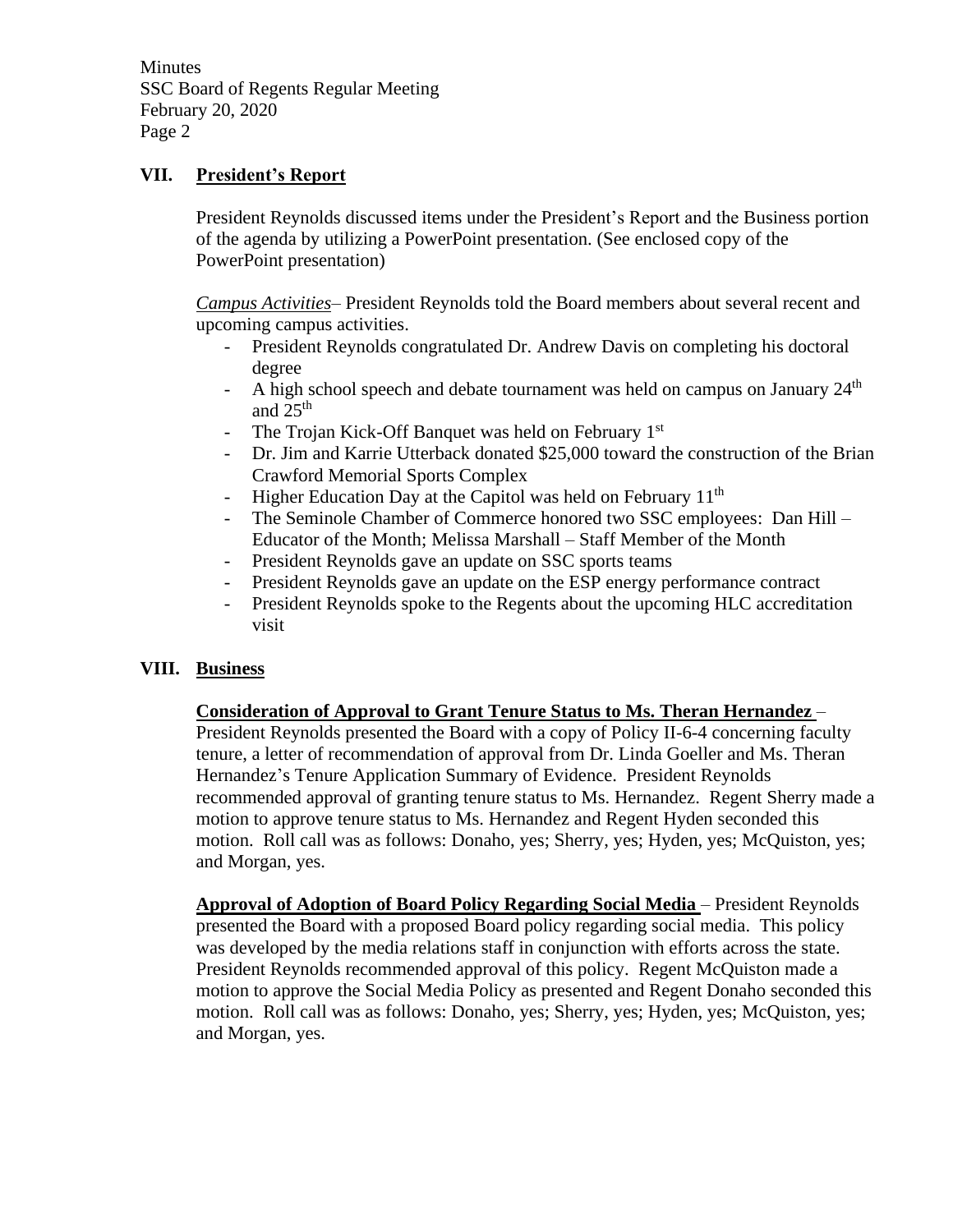## VII. President's Report

President Reynolds discussed items under the President's Report and the Business portion of the agenda by utilizing a PowerPoint presentation. (See enclosed copy of the PowerPoint presentation)

*Campus Activities*– President Reynolds told the Board members about several recent and upcoming campus activities.

- President Reynolds congratulated Dr. Andrew Davis on completing his doctoral degree
- A high school speech and debate tournament was held on campus on January 24th and 25th
- The Trojan Kick-Off Banquet was held on February 1st
- Dr. Jim and Karrie Utterback donated $25,000 toward the construction of the Brian Crawford Memorial Sports Complex
- Higher Education Day at the Capitol was held on February 11th
- The Seminole Chamber of Commerce honored two SSC employees: Dan Hill – Educator of the Month; Melissa Marshall – Staff Member of the Month
- President Reynolds gave an update on SSC sports teams
- President Reynolds gave an update on the ESP energy performance contract
- President Reynolds spoke to the Regents about the upcoming HLC accreditation visit

## VIII. Business

**Consideration of Approval to Grant Tenure Status to Ms. Theran Hernandez** – President Reynolds presented the Board with a copy of Policy II-6-4 concerning faculty tenure, a letter of recommendation of approval from Dr. Linda Goeller and Ms. Theran Hernandez's Tenure Application Summary of Evidence. President Reynolds recommended approval of granting tenure status to Ms. Hernandez. Regent Sherry made a motion to approve tenure status to Ms. Hernandez and Regent Hyden seconded this motion. Roll call was as follows: Donaho, yes; Sherry, yes; Hyden, yes; McQuiston, yes; and Morgan, yes.

**Approval of Adoption of Board Policy Regarding Social Media** – President Reynolds presented the Board with a proposed Board policy regarding social media. This policy was developed by the media relations staff in conjunction with efforts across the state. President Reynolds recommended approval of this policy. Regent McQuiston made a motion to approve the Social Media Policy as presented and Regent Donaho seconded this motion. Roll call was as follows: Donaho, yes; Sherry, yes; Hyden, yes; McQuiston, yes; and Morgan, yes.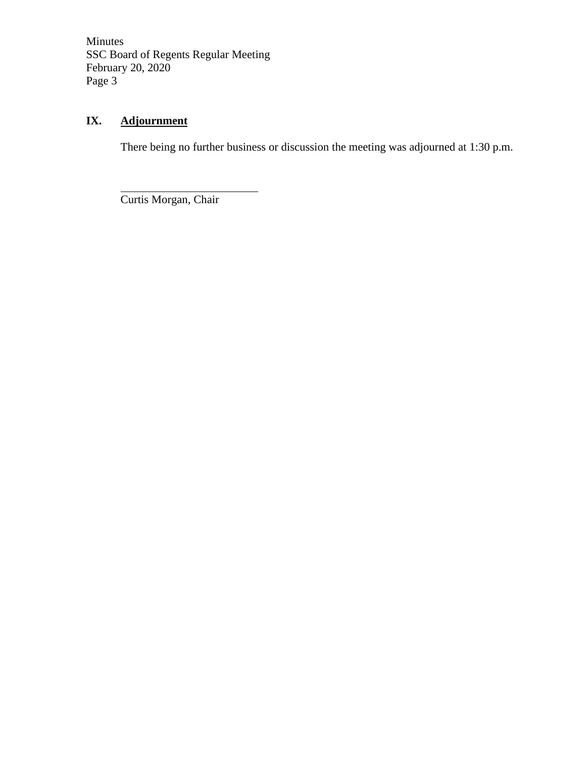## IX. Adjournment

There being no further business or discussion the meeting was adjourned at 1:30 p.m.

\_\_\_\_\_\_\_\_\_\_\_\_\_\_\_\_\_\_\_\_\_\_\_\_\_\_

Curtis Morgan, Chair